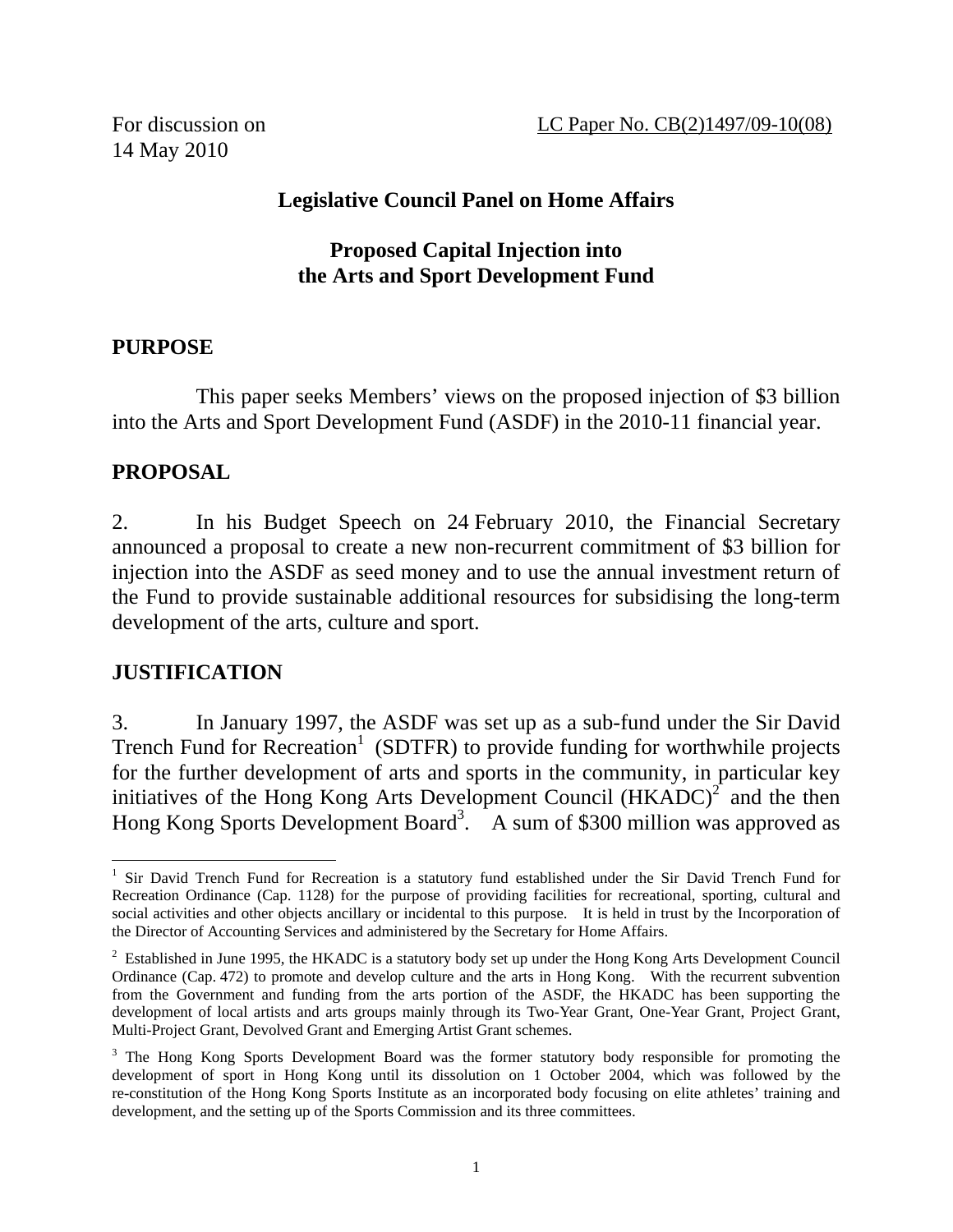For discussion on
14 May 2010

LC Paper No. CB(2)1497/09-10(08)

## Legislative Council Panel on Home Affairs

## Proposed Capital Injection into the Arts and Sport Development Fund

### PURPOSE

This paper seeks Members' views on the proposed injection of $3 billion into the Arts and Sport Development Fund (ASDF) in the 2010-11 financial year.

### PROPOSAL

2. In his Budget Speech on 24 February 2010, the Financial Secretary announced a proposal to create a new non-recurrent commitment of $3 billion for injection into the ASDF as seed money and to use the annual investment return of the Fund to provide sustainable additional resources for subsidising the long-term development of the arts, culture and sport.

### JUSTIFICATION

3. In January 1997, the ASDF was set up as a sub-fund under the Sir David Trench Fund for Recreation[1] (SDTFR) to provide funding for worthwhile projects for the further development of arts and sports in the community, in particular key initiatives of the Hong Kong Arts Development Council (HKADC)[2] and the then Hong Kong Sports Development Board[3]. A sum of $300 million was approved as

---

[1] Sir David Trench Fund for Recreation is a statutory fund established under the Sir David Trench Fund for Recreation Ordinance (Cap. 1128) for the purpose of providing facilities for recreational, sporting, cultural and social activities and other objects ancillary or incidental to this purpose. It is held in trust by the Incorporation of the Director of Accounting Services and administered by the Secretary for Home Affairs.

[2] Established in June 1995, the HKADC is a statutory body set up under the Hong Kong Arts Development Council Ordinance (Cap. 472) to promote and develop culture and the arts in Hong Kong. With the recurrent subvention from the Government and funding from the arts portion of the ASDF, the HKADC has been supporting the development of local artists and arts groups mainly through its Two-Year Grant, One-Year Grant, Project Grant, Multi-Project Grant, Devolved Grant and Emerging Artist Grant schemes.

[3] The Hong Kong Sports Development Board was the former statutory body responsible for promoting the development of sport in Hong Kong until its dissolution on 1 October 2004, which was followed by the re-constitution of the Hong Kong Sports Institute as an incorporated body focusing on elite athletes' training and development, and the setting up of the Sports Commission and its three committees.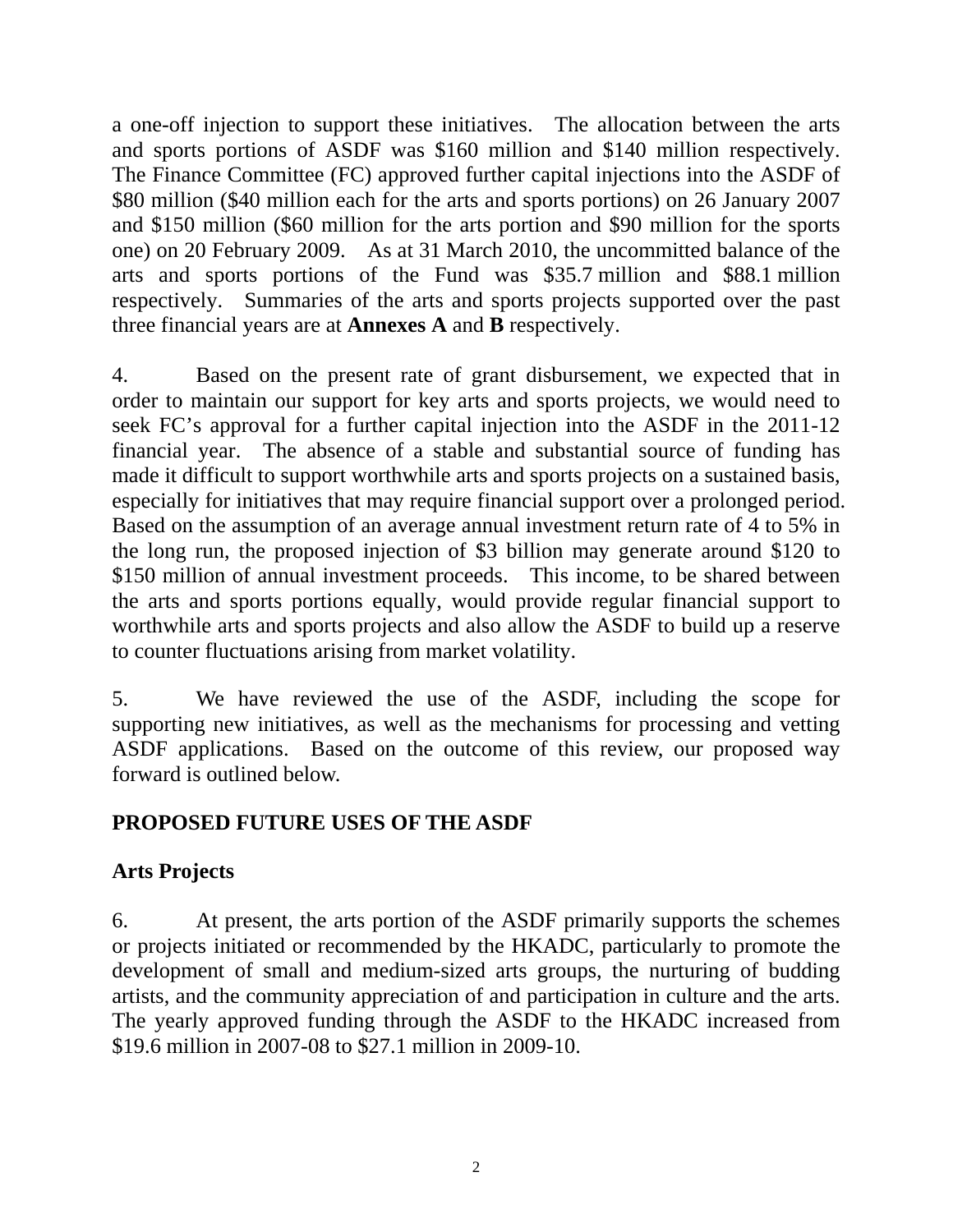a one-off injection to support these initiatives. The allocation between the arts and sports portions of ASDF was $160 million and $140 million respectively. The Finance Committee (FC) approved further capital injections into the ASDF of $80 million ($40 million each for the arts and sports portions) on 26 January 2007 and $150 million ($60 million for the arts portion and $90 million for the sports one) on 20 February 2009. As at 31 March 2010, the uncommitted balance of the arts and sports portions of the Fund was $35.7 million and $88.1 million respectively. Summaries of the arts and sports projects supported over the past three financial years are at **Annexes A** and **B** respectively.

4. Based on the present rate of grant disbursement, we expected that in order to maintain our support for key arts and sports projects, we would need to seek FC's approval for a further capital injection into the ASDF in the 2011-12 financial year. The absence of a stable and substantial source of funding has made it difficult to support worthwhile arts and sports projects on a sustained basis, especially for initiatives that may require financial support over a prolonged period. Based on the assumption of an average annual investment return rate of 4 to 5% in the long run, the proposed injection of $3 billion may generate around $120 to $150 million of annual investment proceeds. This income, to be shared between the arts and sports portions equally, would provide regular financial support to worthwhile arts and sports projects and also allow the ASDF to build up a reserve to counter fluctuations arising from market volatility.

5. We have reviewed the use of the ASDF, including the scope for supporting new initiatives, as well as the mechanisms for processing and vetting ASDF applications. Based on the outcome of this review, our proposed way forward is outlined below.

## PROPOSED FUTURE USES OF THE ASDF

### Arts Projects

6. At present, the arts portion of the ASDF primarily supports the schemes or projects initiated or recommended by the HKADC, particularly to promote the development of small and medium-sized arts groups, the nurturing of budding artists, and the community appreciation of and participation in culture and the arts. The yearly approved funding through the ASDF to the HKADC increased from $19.6 million in 2007-08 to $27.1 million in 2009-10.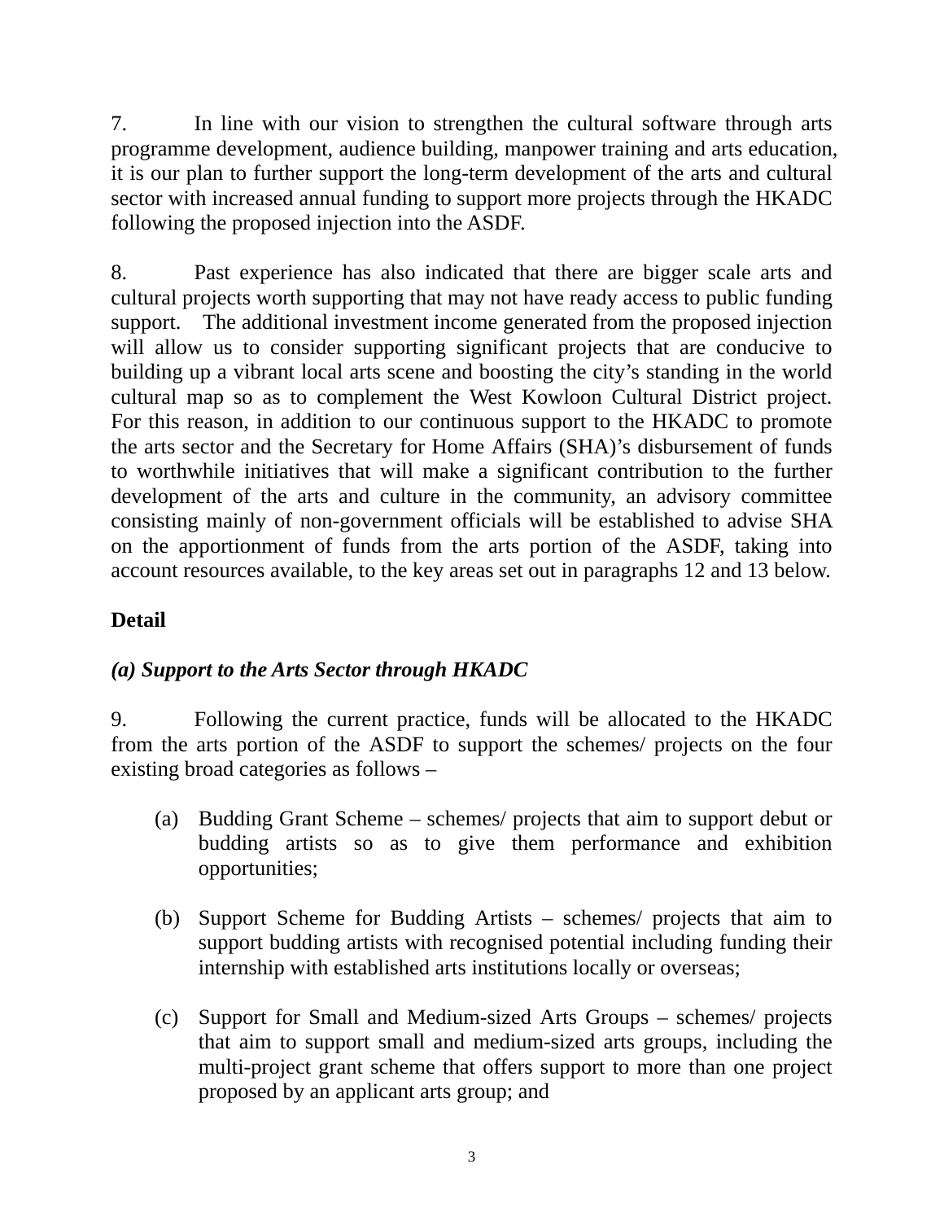7. In line with our vision to strengthen the cultural software through arts programme development, audience building, manpower training and arts education, it is our plan to further support the long-term development of the arts and cultural sector with increased annual funding to support more projects through the HKADC following the proposed injection into the ASDF.

8. Past experience has also indicated that there are bigger scale arts and cultural projects worth supporting that may not have ready access to public funding support. The additional investment income generated from the proposed injection will allow us to consider supporting significant projects that are conducive to building up a vibrant local arts scene and boosting the city's standing in the world cultural map so as to complement the West Kowloon Cultural District project. For this reason, in addition to our continuous support to the HKADC to promote the arts sector and the Secretary for Home Affairs (SHA)'s disbursement of funds to worthwhile initiatives that will make a significant contribution to the further development of the arts and culture in the community, an advisory committee consisting mainly of non-government officials will be established to advise SHA on the apportionment of funds from the arts portion of the ASDF, taking into account resources available, to the key areas set out in paragraphs 12 and 13 below.

**Detail**

***(a) Support to the Arts Sector through HKADC***

9. Following the current practice, funds will be allocated to the HKADC from the arts portion of the ASDF to support the schemes/ projects on the four existing broad categories as follows –

(a) Budding Grant Scheme – schemes/ projects that aim to support debut or budding artists so as to give them performance and exhibition opportunities;

(b) Support Scheme for Budding Artists – schemes/ projects that aim to support budding artists with recognised potential including funding their internship with established arts institutions locally or overseas;

(c) Support for Small and Medium-sized Arts Groups – schemes/ projects that aim to support small and medium-sized arts groups, including the multi-project grant scheme that offers support to more than one project proposed by an applicant arts group; and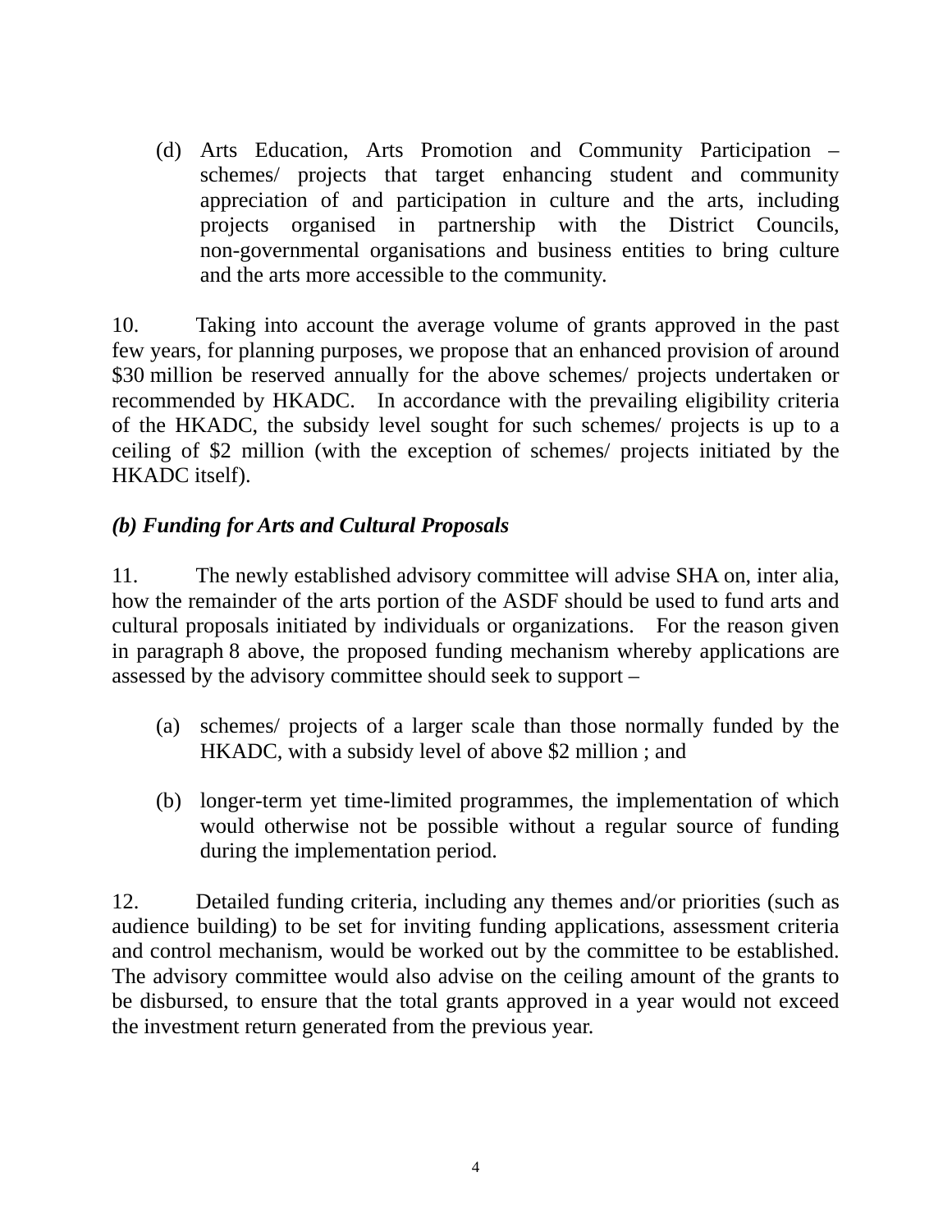(d) Arts Education, Arts Promotion and Community Participation – schemes/ projects that target enhancing student and community appreciation of and participation in culture and the arts, including projects organised in partnership with the District Councils, non-governmental organisations and business entities to bring culture and the arts more accessible to the community.

10. Taking into account the average volume of grants approved in the past few years, for planning purposes, we propose that an enhanced provision of around $30 million be reserved annually for the above schemes/ projects undertaken or recommended by HKADC. In accordance with the prevailing eligibility criteria of the HKADC, the subsidy level sought for such schemes/ projects is up to a ceiling of $2 million (with the exception of schemes/ projects initiated by the HKADC itself).

***(b) Funding for Arts and Cultural Proposals***

11. The newly established advisory committee will advise SHA on, inter alia, how the remainder of the arts portion of the ASDF should be used to fund arts and cultural proposals initiated by individuals or organizations. For the reason given in paragraph 8 above, the proposed funding mechanism whereby applications are assessed by the advisory committee should seek to support –

(a) schemes/ projects of a larger scale than those normally funded by the HKADC, with a subsidy level of above $2 million ; and

(b) longer-term yet time-limited programmes, the implementation of which would otherwise not be possible without a regular source of funding during the implementation period.

12. Detailed funding criteria, including any themes and/or priorities (such as audience building) to be set for inviting funding applications, assessment criteria and control mechanism, would be worked out by the committee to be established. The advisory committee would also advise on the ceiling amount of the grants to be disbursed, to ensure that the total grants approved in a year would not exceed the investment return generated from the previous year.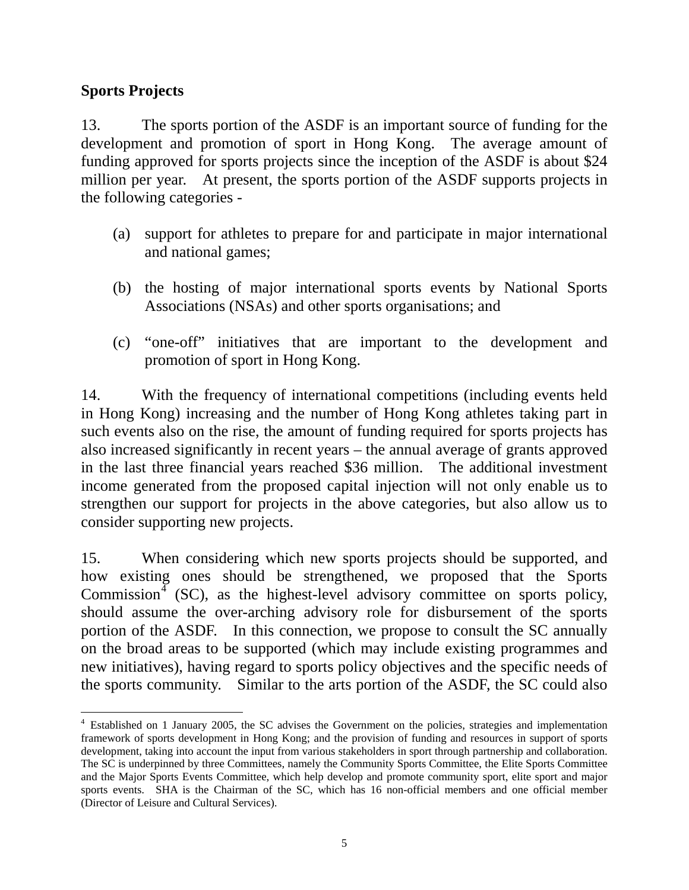**Sports Projects**

13. The sports portion of the ASDF is an important source of funding for the development and promotion of sport in Hong Kong. The average amount of funding approved for sports projects since the inception of the ASDF is about $24 million per year. At present, the sports portion of the ASDF supports projects in the following categories -

(a) support for athletes to prepare for and participate in major international and national games;

(b) the hosting of major international sports events by National Sports Associations (NSAs) and other sports organisations; and

(c) "one-off" initiatives that are important to the development and promotion of sport in Hong Kong.

14. With the frequency of international competitions (including events held in Hong Kong) increasing and the number of Hong Kong athletes taking part in such events also on the rise, the amount of funding required for sports projects has also increased significantly in recent years – the annual average of grants approved in the last three financial years reached $36 million. The additional investment income generated from the proposed capital injection will not only enable us to strengthen our support for projects in the above categories, but also allow us to consider supporting new projects.

15. When considering which new sports projects should be supported, and how existing ones should be strengthened, we proposed that the Sports Commission[4] (SC), as the highest-level advisory committee on sports policy, should assume the over-arching advisory role for disbursement of the sports portion of the ASDF. In this connection, we propose to consult the SC annually on the broad areas to be supported (which may include existing programmes and new initiatives), having regard to sports policy objectives and the specific needs of the sports community. Similar to the arts portion of the ASDF, the SC could also

---

[4] Established on 1 January 2005, the SC advises the Government on the policies, strategies and implementation framework of sports development in Hong Kong; and the provision of funding and resources in support of sports development, taking into account the input from various stakeholders in sport through partnership and collaboration. The SC is underpinned by three Committees, namely the Community Sports Committee, the Elite Sports Committee and the Major Sports Events Committee, which help develop and promote community sport, elite sport and major sports events. SHA is the Chairman of the SC, which has 16 non-official members and one official member (Director of Leisure and Cultural Services).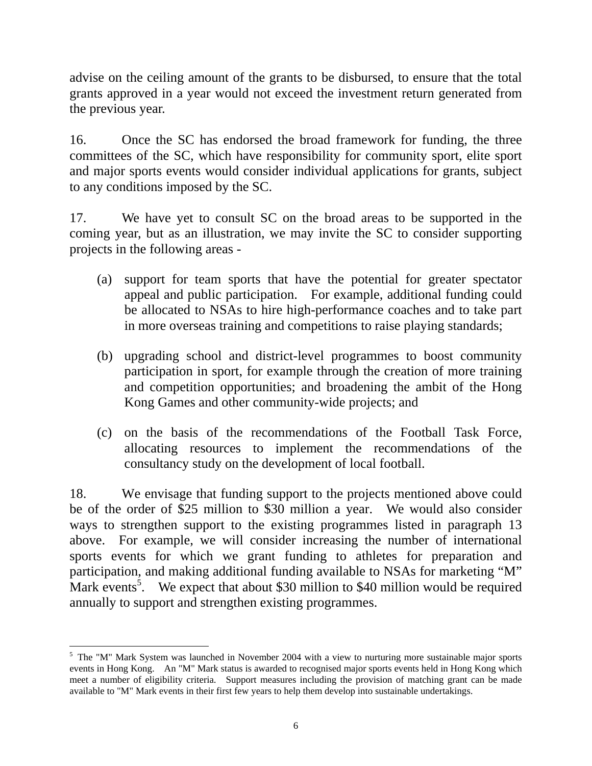advise on the ceiling amount of the grants to be disbursed, to ensure that the total grants approved in a year would not exceed the investment return generated from the previous year.

16. Once the SC has endorsed the broad framework for funding, the three committees of the SC, which have responsibility for community sport, elite sport and major sports events would consider individual applications for grants, subject to any conditions imposed by the SC.

17. We have yet to consult SC on the broad areas to be supported in the coming year, but as an illustration, we may invite the SC to consider supporting projects in the following areas -

(a) support for team sports that have the potential for greater spectator appeal and public participation. For example, additional funding could be allocated to NSAs to hire high-performance coaches and to take part in more overseas training and competitions to raise playing standards;

(b) upgrading school and district-level programmes to boost community participation in sport, for example through the creation of more training and competition opportunities; and broadening the ambit of the Hong Kong Games and other community-wide projects; and

(c) on the basis of the recommendations of the Football Task Force, allocating resources to implement the recommendations of the consultancy study on the development of local football.

18. We envisage that funding support to the projects mentioned above could be of the order of $25 million to $30 million a year. We would also consider ways to strengthen support to the existing programmes listed in paragraph 13 above. For example, we will consider increasing the number of international sports events for which we grant funding to athletes for preparation and participation, and making additional funding available to NSAs for marketing “M” Mark events[5]. We expect that about $30 million to $40 million would be required annually to support and strengthen existing programmes.

---

[5] The "M" Mark System was launched in November 2004 with a view to nurturing more sustainable major sports events in Hong Kong. An "M" Mark status is awarded to recognised major sports events held in Hong Kong which meet a number of eligibility criteria. Support measures including the provision of matching grant can be made available to "M" Mark events in their first few years to help them develop into sustainable undertakings.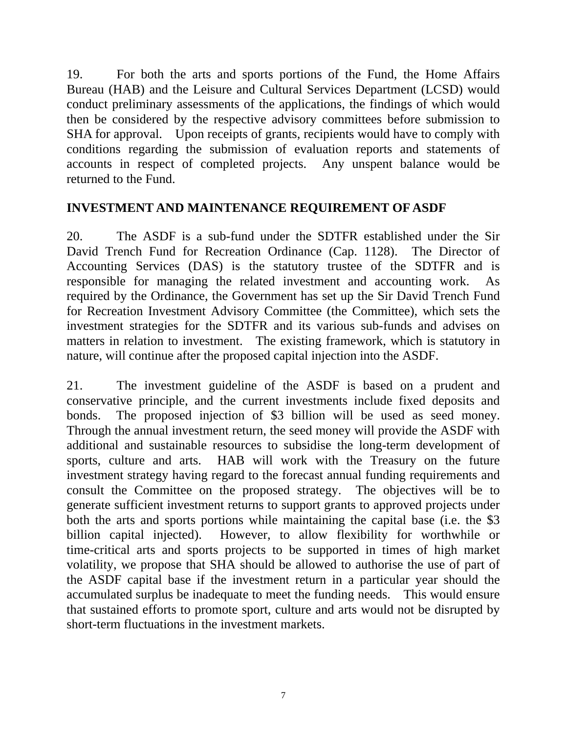19. For both the arts and sports portions of the Fund, the Home Affairs Bureau (HAB) and the Leisure and Cultural Services Department (LCSD) would conduct preliminary assessments of the applications, the findings of which would then be considered by the respective advisory committees before submission to SHA for approval. Upon receipts of grants, recipients would have to comply with conditions regarding the submission of evaluation reports and statements of accounts in respect of completed projects. Any unspent balance would be returned to the Fund.

**INVESTMENT AND MAINTENANCE REQUIREMENT OF ASDF**

20. The ASDF is a sub-fund under the SDTFR established under the Sir David Trench Fund for Recreation Ordinance (Cap. 1128). The Director of Accounting Services (DAS) is the statutory trustee of the SDTFR and is responsible for managing the related investment and accounting work. As required by the Ordinance, the Government has set up the Sir David Trench Fund for Recreation Investment Advisory Committee (the Committee), which sets the investment strategies for the SDTFR and its various sub-funds and advises on matters in relation to investment. The existing framework, which is statutory in nature, will continue after the proposed capital injection into the ASDF.

21. The investment guideline of the ASDF is based on a prudent and conservative principle, and the current investments include fixed deposits and bonds. The proposed injection of $3 billion will be used as seed money. Through the annual investment return, the seed money will provide the ASDF with additional and sustainable resources to subsidise the long-term development of sports, culture and arts. HAB will work with the Treasury on the future investment strategy having regard to the forecast annual funding requirements and consult the Committee on the proposed strategy. The objectives will be to generate sufficient investment returns to support grants to approved projects under both the arts and sports portions while maintaining the capital base (i.e. the $3 billion capital injected). However, to allow flexibility for worthwhile or time-critical arts and sports projects to be supported in times of high market volatility, we propose that SHA should be allowed to authorise the use of part of the ASDF capital base if the investment return in a particular year should the accumulated surplus be inadequate to meet the funding needs. This would ensure that sustained efforts to promote sport, culture and arts would not be disrupted by short-term fluctuations in the investment markets.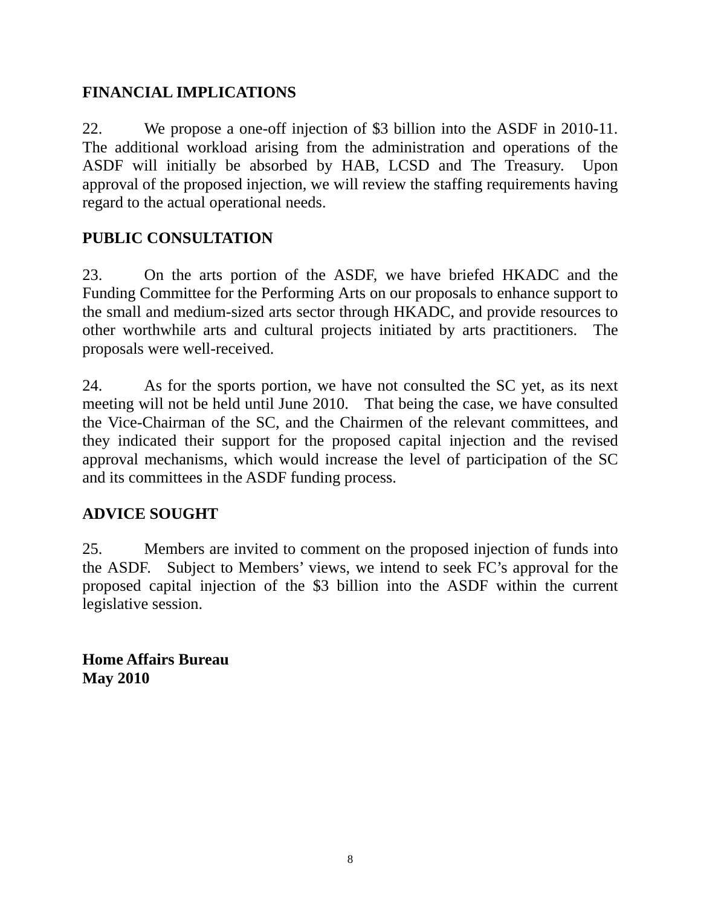**FINANCIAL IMPLICATIONS**

22. We propose a one-off injection of $3 billion into the ASDF in 2010-11. The additional workload arising from the administration and operations of the ASDF will initially be absorbed by HAB, LCSD and The Treasury. Upon approval of the proposed injection, we will review the staffing requirements having regard to the actual operational needs.

**PUBLIC CONSULTATION**

23. On the arts portion of the ASDF, we have briefed HKADC and the Funding Committee for the Performing Arts on our proposals to enhance support to the small and medium-sized arts sector through HKADC, and provide resources to other worthwhile arts and cultural projects initiated by arts practitioners. The proposals were well-received.

24. As for the sports portion, we have not consulted the SC yet, as its next meeting will not be held until June 2010. That being the case, we have consulted the Vice-Chairman of the SC, and the Chairmen of the relevant committees, and they indicated their support for the proposed capital injection and the revised approval mechanisms, which would increase the level of participation of the SC and its committees in the ASDF funding process.

**ADVICE SOUGHT**

25. Members are invited to comment on the proposed injection of funds into the ASDF. Subject to Members' views, we intend to seek FC's approval for the proposed capital injection of the $3 billion into the ASDF within the current legislative session.

**Home Affairs Bureau**
**May 2010**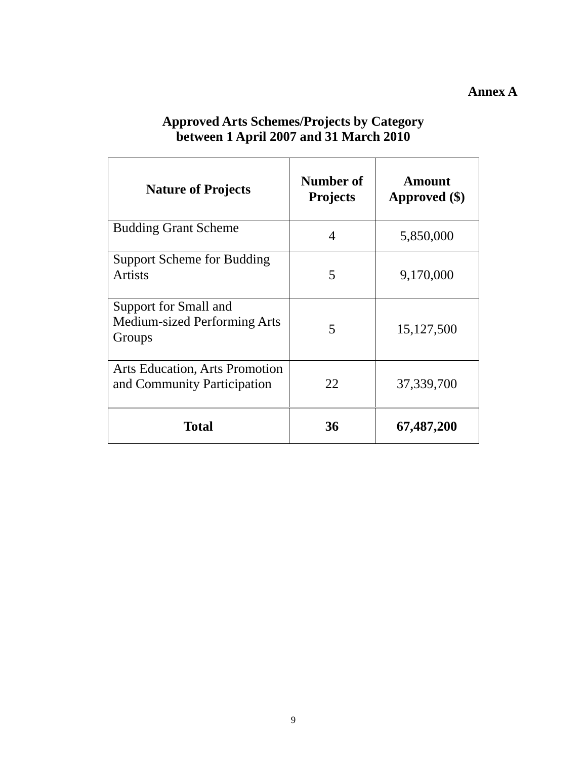**Annex A**

## Approved Arts Schemes/Projects by Category between 1 April 2007 and 31 March 2010

| Nature of Projects | Number of Projects | Amount Approved ($) |
|---|---|---|
| Budding Grant Scheme | 4 | 5,850,000 |
| Support Scheme for Budding Artists | 5 | 9,170,000 |
| Support for Small and Medium-sized Performing Arts Groups | 5 | 15,127,500 |
| Arts Education, Arts Promotion and Community Participation | 22 | 37,339,700 |
| **Total** | **36** | **67,487,200** |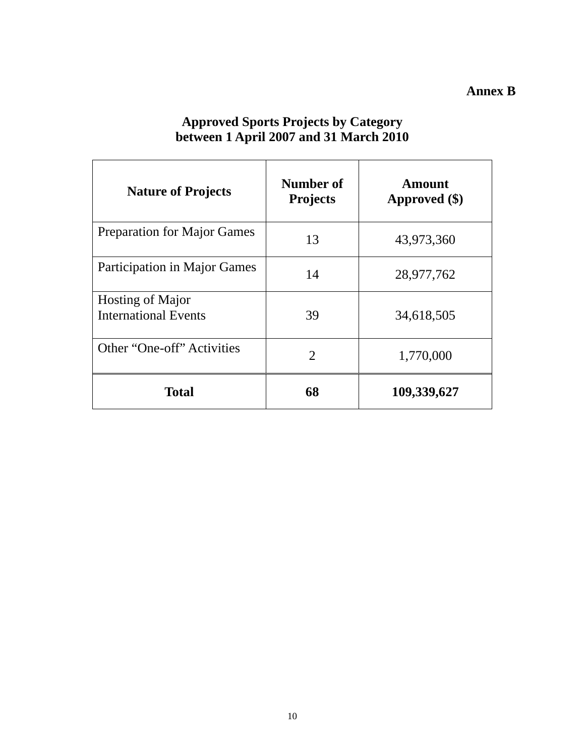**Annex B**

## Approved Sports Projects by Category between 1 April 2007 and 31 March 2010

| Nature of Projects | Number of Projects | Amount Approved ($) |
|---|---|---|
| Preparation for Major Games | 13 | 43,973,360 |
| Participation in Major Games | 14 | 28,977,762 |
| Hosting of Major International Events | 39 | 34,618,505 |
| Other "One-off" Activities | 2 | 1,770,000 |
| **Total** | **68** | **109,339,627** |